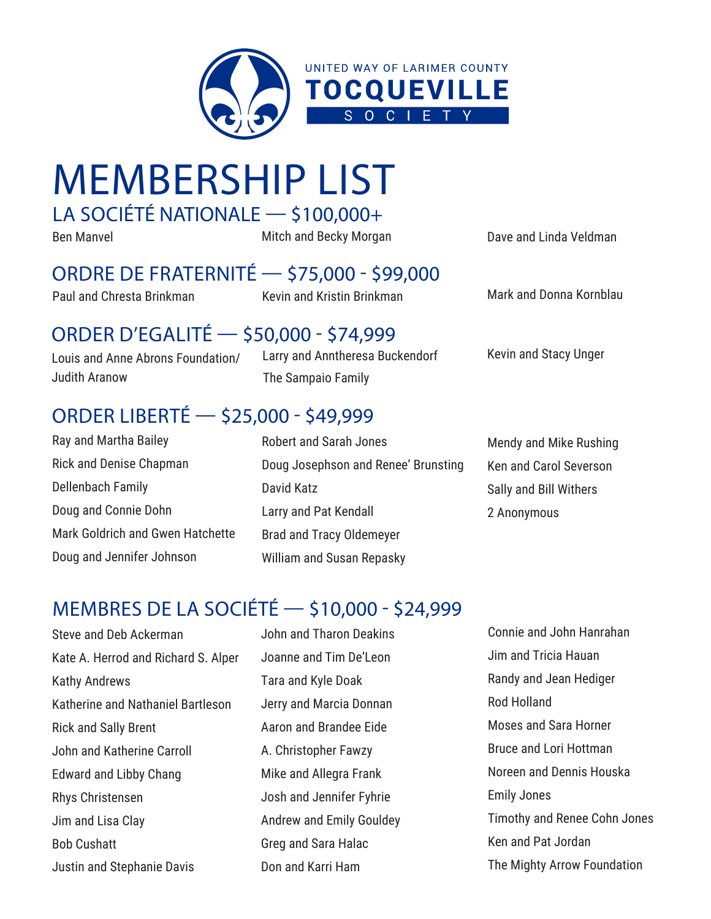UNITED WAY OF LARIMER COUNTY

TOCQUEVILLE SOCIETY

# MEMBERSHIP LIST

## LA SOCIÉTÉ NATIONALE — $100,000+

Ben Manvel

Mitch and Becky Morgan

Dave and Linda Veldman

## ORDRE DE FRATERNITÉ — $75,000 - $99,000

Paul and Chresta Brinkman

Kevin and Kristin Brinkman

Mark and Donna Kornblau

## ORDER D'EGALITÉ — $50,000 - $74,999

Louis and Anne Abrons Foundation/ Judith Aranow

Larry and Anntheresa Buckendorf

The Sampaio Family

Kevin and Stacy Unger

## ORDER LIBERTÉ — $25,000 - $49,999

Ray and Martha Bailey

Rick and Denise Chapman

Dellenbach Family

Doug and Connie Dohn

Mark Goldrich and Gwen Hatchette

Doug and Jennifer Johnson

Robert and Sarah Jones

Doug Josephson and Renee' Brunsting

David Katz

Larry and Pat Kendall

Brad and Tracy Oldemeyer

William and Susan Repasky

Mendy and Mike Rushing

Ken and Carol Severson

Sally and Bill Withers

2 Anonymous

## MEMBRES DE LA SOCIÉTÉ — $10,000 - $24,999

Steve and Deb Ackerman

Kate A. Herrod and Richard S. Alper

Kathy Andrews

Katherine and Nathaniel Bartleson

Rick and Sally Brent

John and Katherine Carroll

Edward and Libby Chang

Rhys Christensen

Jim and Lisa Clay

Bob Cushatt

Justin and Stephanie Davis

John and Tharon Deakins

Joanne and Tim De'Leon

Tara and Kyle Doak

Jerry and Marcia Donnan

Aaron and Brandee Eide

A. Christopher Fawzy

Mike and Allegra Frank

Josh and Jennifer Fyhrie

Andrew and Emily Gouldey

Greg and Sara Halac

Don and Karri Ham

Connie and John Hanrahan

Jim and Tricia Hauan

Randy and Jean Hediger

Rod Holland

Moses and Sara Horner

Bruce and Lori Hottman

Noreen and Dennis Houska

Emily Jones

Timothy and Renee Cohn Jones

Ken and Pat Jordan

The Mighty Arrow Foundation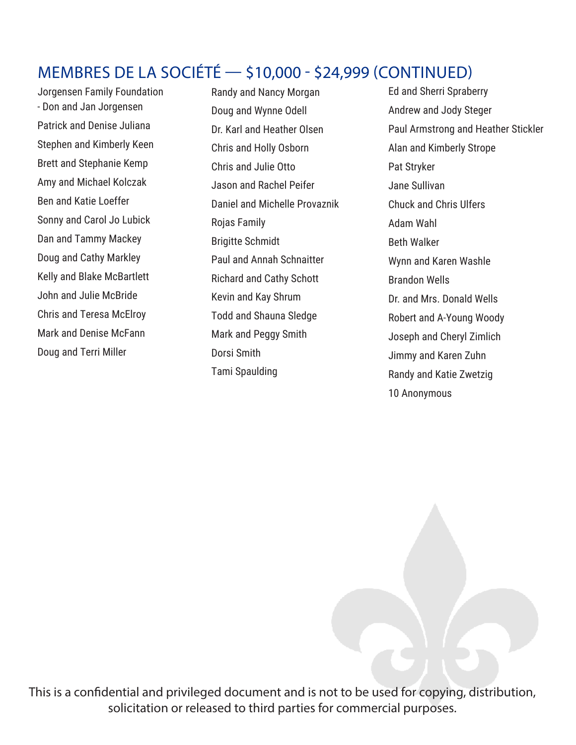## MEMBRES DE LA SOCIÉTÉ — $10,000 - $24,999 (CONTINUED)

Jorgensen Family Foundation - Don and Jan Jorgensen

Patrick and Denise Juliana

Stephen and Kimberly Keen

Brett and Stephanie Kemp

Amy and Michael Kolczak

Ben and Katie Loeffer

Sonny and Carol Jo Lubick

Dan and Tammy Mackey

Doug and Cathy Markley

Kelly and Blake McBartlett

John and Julie McBride

Chris and Teresa McElroy

Mark and Denise McFann

Doug and Terri Miller

Randy and Nancy Morgan

Doug and Wynne Odell

Dr. Karl and Heather Olsen

Chris and Holly Osborn

Chris and Julie Otto

Jason and Rachel Peifer

Daniel and Michelle Provaznik

Rojas Family

Brigitte Schmidt

Paul and Annah Schnaitter

Richard and Cathy Schott

Kevin and Kay Shrum

Todd and Shauna Sledge

Mark and Peggy Smith

Dorsi Smith

Tami Spaulding

Ed and Sherri Spraberry

Andrew and Jody Steger

Paul Armstrong and Heather Stickler

Alan and Kimberly Strope

Pat Stryker

Jane Sullivan

Chuck and Chris Ulfers

Adam Wahl

Beth Walker

Wynn and Karen Washle

Brandon Wells

Dr. and Mrs. Donald Wells

Robert and A-Young Woody

Joseph and Cheryl Zimlich

Jimmy and Karen Zuhn

Randy and Katie Zwetzig

10 Anonymous

This is a confidential and privileged document and is not to be used for copying, distribution, solicitation or released to third parties for commercial purposes.